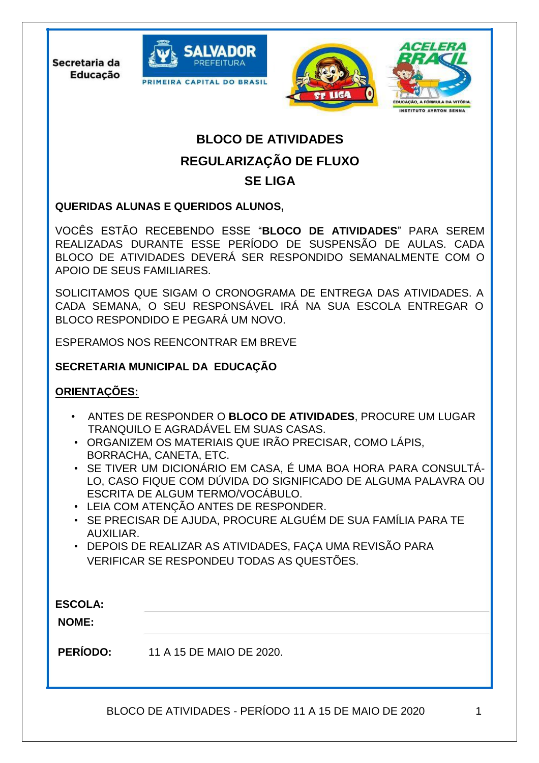Secretaria da Educação

# BLOCO DE ATIVIDADES

## REGULARIZAÇÃO DE FLUXO

## SE LIGA

**QUERIDAS ALUNAS E QUERIDOS ALUNOS,**

VOCÊS ESTÃO RECEBENDO ESSE "**BLOCO DE ATIVIDADES**" PARA SEREM REALIZADAS DURANTE ESSE PERÍODO DE SUSPENSÃO DE AULAS. CADA BLOCO DE ATIVIDADES DEVERÁ SER RESPONDIDO SEMANALMENTE COM O APOIO DE SEUS FAMILIARES.

SOLICITAMOS QUE SIGAM O CRONOGRAMA DE ENTREGA DAS ATIVIDADES. A CADA SEMANA, O SEU RESPONSÁVEL IRÁ NA SUA ESCOLA ENTREGAR O BLOCO RESPONDIDO E PEGARÁ UM NOVO.

ESPERAMOS NOS REENCONTRAR EM BREVE

**SECRETARIA MUNICIPAL DA EDUCAÇÃO**

**ORIENTAÇÕES:**

- ANTES DE RESPONDER O **BLOCO DE ATIVIDADES**, PROCURE UM LUGAR TRANQUILO E AGRADÁVEL EM SUAS CASAS.
- ORGANIZEM OS MATERIAIS QUE IRÃO PRECISAR, COMO LÁPIS, BORRACHA, CANETA, ETC.
- SE TIVER UM DICIONÁRIO EM CASA, É UMA BOA HORA PARA CONSULTÁ-LO, CASO FIQUE COM DÚVIDA DO SIGNIFICADO DE ALGUMA PALAVRA OU ESCRITA DE ALGUM TERMO/VOCÁBULO.
- LEIA COM ATENÇÃO ANTES DE RESPONDER.
- SE PRECISAR DE AJUDA, PROCURE ALGUÉM DE SUA FAMÍLIA PARA TE AUXILIAR.
- DEPOIS DE REALIZAR AS ATIVIDADES, FAÇA UMA REVISÃO PARA VERIFICAR SE RESPONDEU TODAS AS QUESTÕES.

**ESCOLA:** ______________________________

**NOME:** ______________________________

**PERÍODO:** 11 A 15 DE MAIO DE 2020.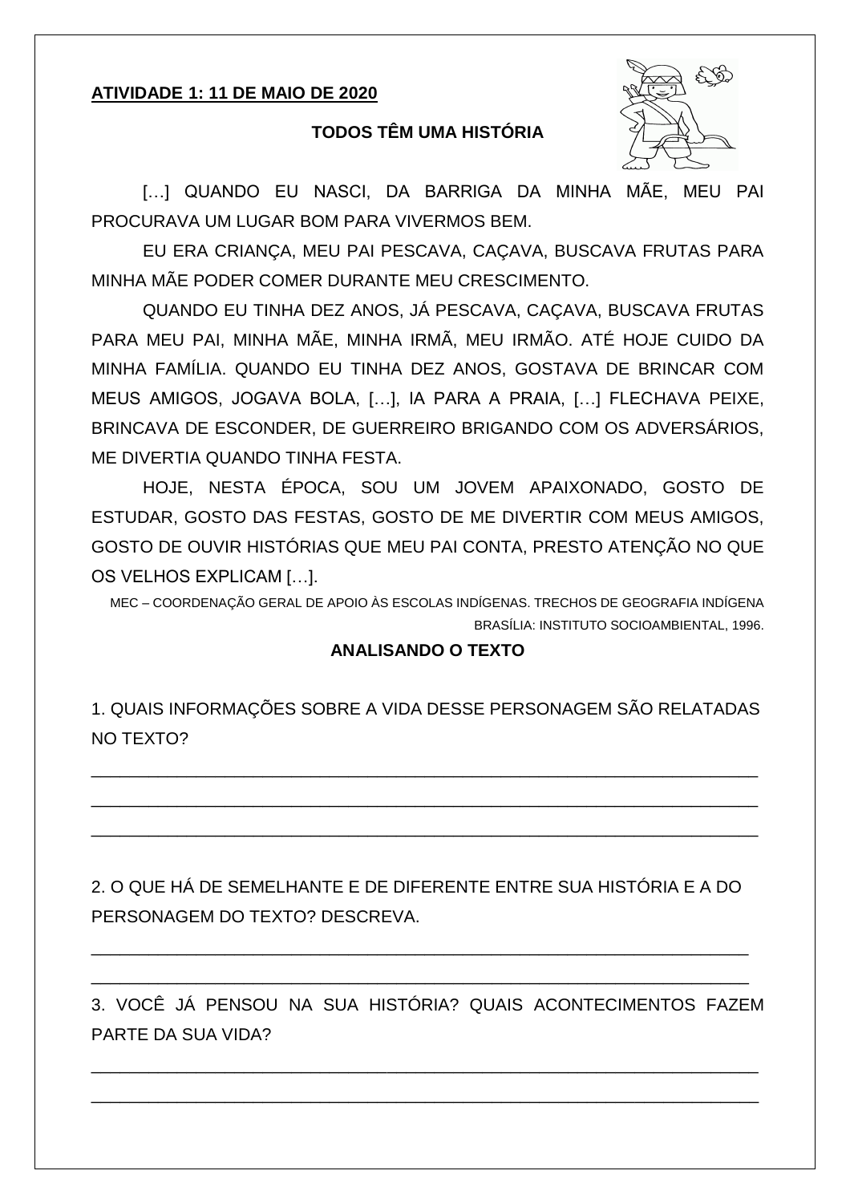**ATIVIDADE 1: 11 DE MAIO DE 2020**

## TODOS TÊM UMA HISTÓRIA

[…] QUANDO EU NASCI, DA BARRIGA DA MINHA MÃE, MEU PAI PROCURAVA UM LUGAR BOM PARA VIVERMOS BEM.

EU ERA CRIANÇA, MEU PAI PESCAVA, CAÇAVA, BUSCAVA FRUTAS PARA MINHA MÃE PODER COMER DURANTE MEU CRESCIMENTO.

QUANDO EU TINHA DEZ ANOS, JÁ PESCAVA, CAÇAVA, BUSCAVA FRUTAS PARA MEU PAI, MINHA MÃE, MINHA IRMÃ, MEU IRMÃO. ATÉ HOJE CUIDO DA MINHA FAMÍLIA. QUANDO EU TINHA DEZ ANOS, GOSTAVA DE BRINCAR COM MEUS AMIGOS, JOGAVA BOLA, […], IA PARA A PRAIA, […] FLECHAVA PEIXE, BRINCAVA DE ESCONDER, DE GUERREIRO BRIGANDO COM OS ADVERSÁRIOS, ME DIVERTIA QUANDO TINHA FESTA.

HOJE, NESTA ÉPOCA, SOU UM JOVEM APAIXONADO, GOSTO DE ESTUDAR, GOSTO DAS FESTAS, GOSTO DE ME DIVERTIR COM MEUS AMIGOS, GOSTO DE OUVIR HISTÓRIAS QUE MEU PAI CONTA, PRESTO ATENÇÃO NO QUE OS VELHOS EXPLICAM […].

MEC – COORDENAÇÃO GERAL DE APOIO ÀS ESCOLAS INDÍGENAS. TRECHOS DE GEOGRAFIA INDÍGENA BRASÍLIA: INSTITUTO SOCIOAMBIENTAL, 1996.

### ANALISANDO O TEXTO

1. QUAIS INFORMAÇÕES SOBRE A VIDA DESSE PERSONAGEM SÃO RELATADAS NO TEXTO?

\_\_\_\_\_\_\_\_\_\_\_\_\_\_\_\_\_\_\_\_\_\_\_\_\_\_\_\_\_\_\_\_\_\_\_\_\_\_\_\_\_\_\_\_\_\_\_\_\_\_\_\_\_\_\_\_\_\_\_\_\_\_\_\_\_\_\_\_

\_\_\_\_\_\_\_\_\_\_\_\_\_\_\_\_\_\_\_\_\_\_\_\_\_\_\_\_\_\_\_\_\_\_\_\_\_\_\_\_\_\_\_\_\_\_\_\_\_\_\_\_\_\_\_\_\_\_\_\_\_\_\_\_\_\_\_\_

\_\_\_\_\_\_\_\_\_\_\_\_\_\_\_\_\_\_\_\_\_\_\_\_\_\_\_\_\_\_\_\_\_\_\_\_\_\_\_\_\_\_\_\_\_\_\_\_\_\_\_\_\_\_\_\_\_\_\_\_\_\_\_\_\_\_\_\_

2. O QUE HÁ DE SEMELHANTE E DE DIFERENTE ENTRE SUA HISTÓRIA E A DO PERSONAGEM DO TEXTO? DESCREVA.

\_\_\_\_\_\_\_\_\_\_\_\_\_\_\_\_\_\_\_\_\_\_\_\_\_\_\_\_\_\_\_\_\_\_\_\_\_\_\_\_\_\_\_\_\_\_\_\_\_\_\_\_\_\_\_\_\_\_\_\_\_\_\_\_\_\_\_\_

\_\_\_\_\_\_\_\_\_\_\_\_\_\_\_\_\_\_\_\_\_\_\_\_\_\_\_\_\_\_\_\_\_\_\_\_\_\_\_\_\_\_\_\_\_\_\_\_\_\_\_\_\_\_\_\_\_\_\_\_\_\_\_\_\_\_\_\_

3. VOCÊ JÁ PENSOU NA SUA HISTÓRIA? QUAIS ACONTECIMENTOS FAZEM PARTE DA SUA VIDA?

\_\_\_\_\_\_\_\_\_\_\_\_\_\_\_\_\_\_\_\_\_\_\_\_\_\_\_\_\_\_\_\_\_\_\_\_\_\_\_\_\_\_\_\_\_\_\_\_\_\_\_\_\_\_\_\_\_\_\_\_\_\_\_\_\_\_\_\_

\_\_\_\_\_\_\_\_\_\_\_\_\_\_\_\_\_\_\_\_\_\_\_\_\_\_\_\_\_\_\_\_\_\_\_\_\_\_\_\_\_\_\_\_\_\_\_\_\_\_\_\_\_\_\_\_\_\_\_\_\_\_\_\_\_\_\_\_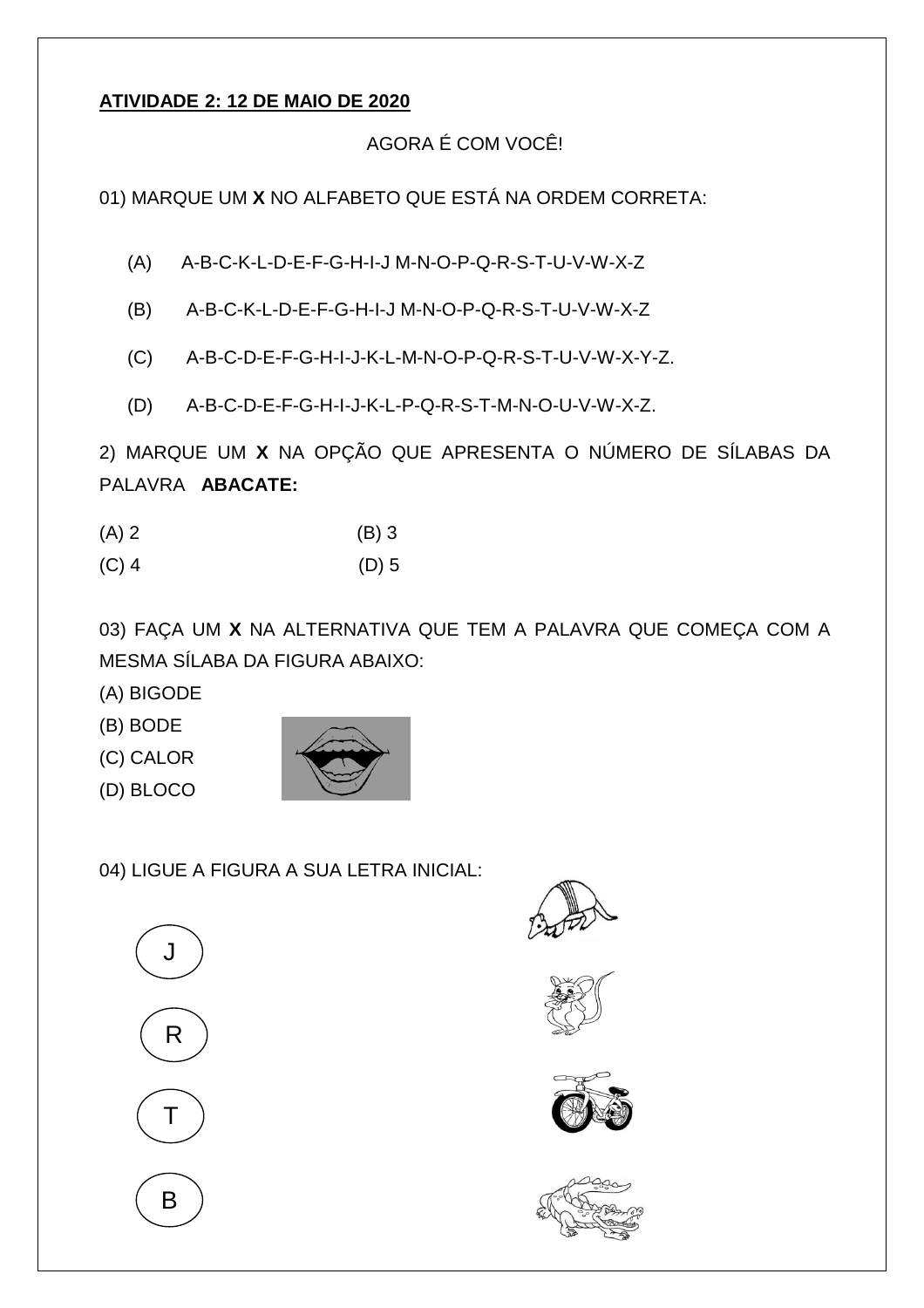**ATIVIDADE 2: 12 DE MAIO DE 2020**

AGORA É COM VOCÊ!

01) MARQUE UM **X** NO ALFABETO QUE ESTÁ NA ORDEM CORRETA:

(A) A-B-C-K-L-D-E-F-G-H-I-J M-N-O-P-Q-R-S-T-U-V-W-X-Z

(B) A-B-C-K-L-D-E-F-G-H-I-J M-N-O-P-Q-R-S-T-U-V-W-X-Z

(C) A-B-C-D-E-F-G-H-I-J-K-L-M-N-O-P-Q-R-S-T-U-V-W-X-Y-Z.

(D) A-B-C-D-E-F-G-H-I-J-K-L-P-Q-R-S-T-M-N-O-U-V-W-X-Z.

2) MARQUE UM **X** NA OPÇÃO QUE APRESENTA O NÚMERO DE SÍLABAS DA PALAVRA **ABACATE:**

(A) 2 (B) 3

(C) 4 (D) 5

03) FAÇA UM **X** NA ALTERNATIVA QUE TEM A PALAVRA QUE COMEÇA COM A MESMA SÍLABA DA FIGURA ABAIXO:

(A) BIGODE

(B) BODE

(C) CALOR

(D) BLOCO

04) LIGUE A FIGURA A SUA LETRA INICIAL:

J

R

T

B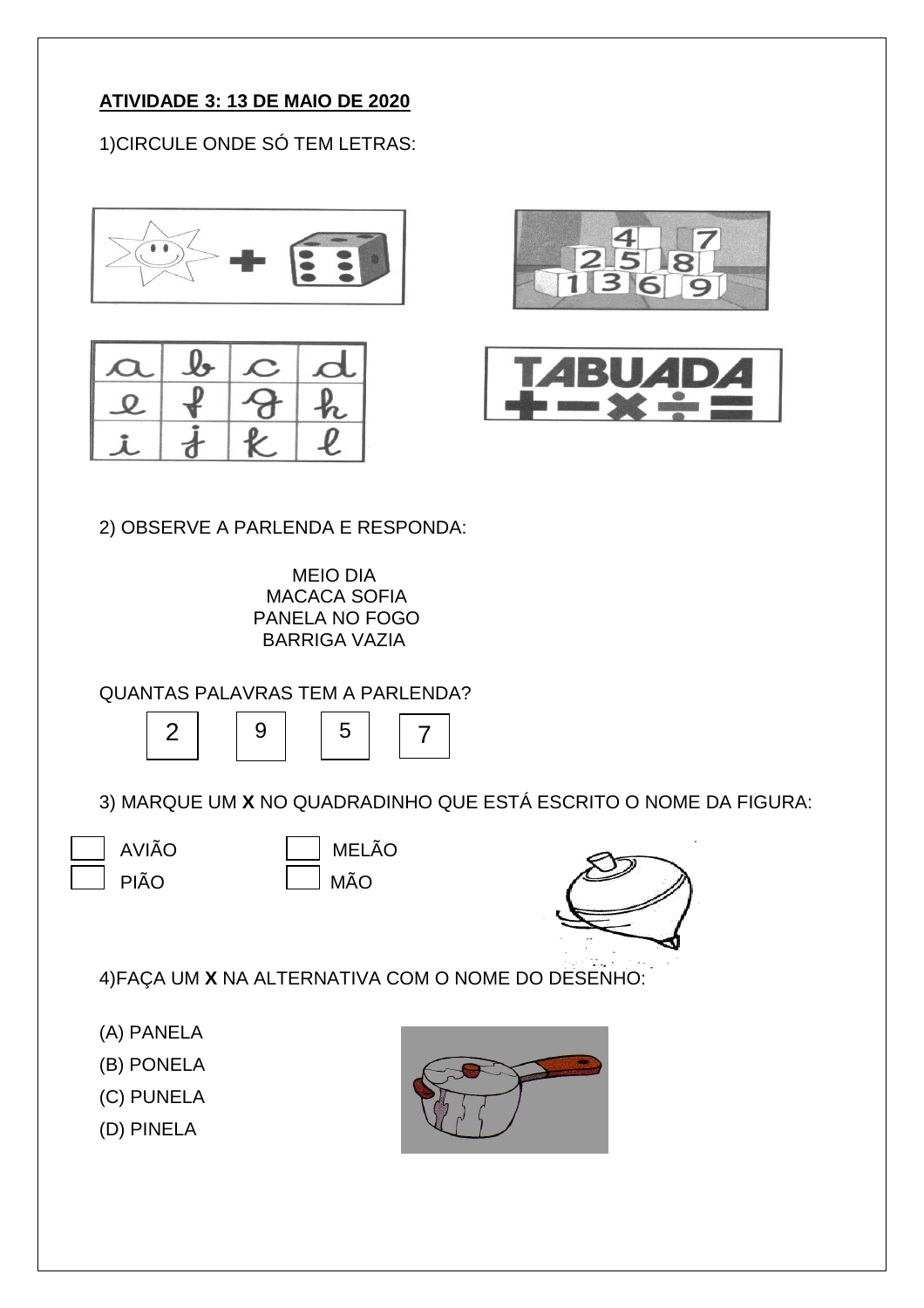**ATIVIDADE 3: 13 DE MAIO DE 2020**

1)CIRCULE ONDE SÓ TEM LETRAS:

2) OBSERVE A PARLENDA E RESPONDA:

MEIO DIA
MACACA SOFIA
PANELA NO FOGO
BARRIGA VAZIA

QUANTAS PALAVRAS TEM A PARLENDA?

2 &nbsp;&nbsp; 9 &nbsp;&nbsp; 5 &nbsp;&nbsp; 7

3) MARQUE UM **X** NO QUADRADINHO QUE ESTÁ ESCRITO O NOME DA FIGURA:

- [ ] AVIÃO
- [ ] PIÃO
- [ ] MELÃO
- [ ] MÃO

4)FAÇA UM **X** NA ALTERNATIVA COM O NOME DO DESENHO:

(A) PANELA

(B) PONELA

(C) PUNELA

(D) PINELA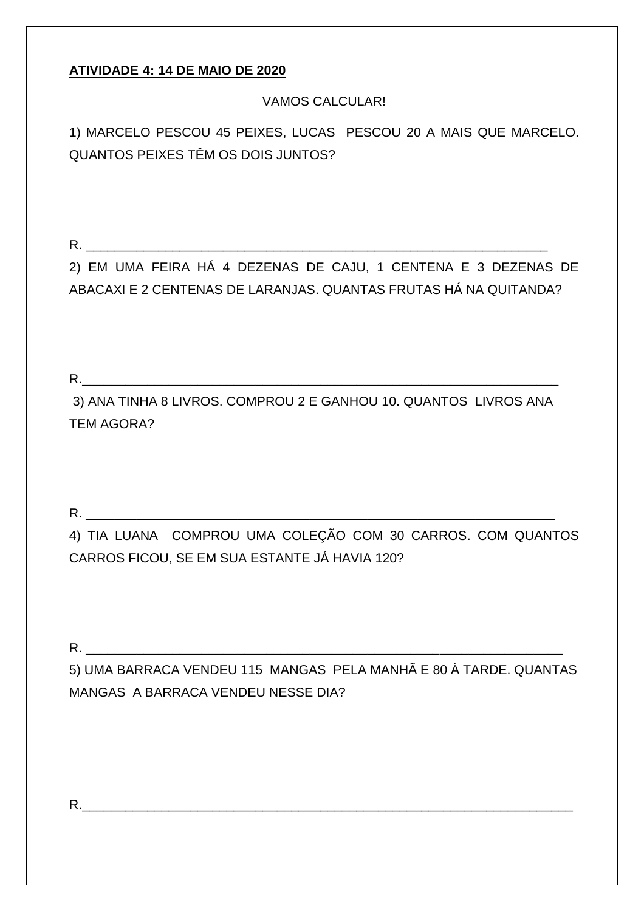**ATIVIDADE 4: 14 DE MAIO DE 2020**

VAMOS CALCULAR!

1) MARCELO PESCOU 45 PEIXES, LUCAS PESCOU 20 A MAIS QUE MARCELO. QUANTOS PEIXES TÊM OS DOIS JUNTOS?

R. ___________________________________________________________________

2) EM UMA FEIRA HÁ 4 DEZENAS DE CAJU, 1 CENTENA E 3 DEZENAS DE ABACAXI E 2 CENTENAS DE LARANJAS. QUANTAS FRUTAS HÁ NA QUITANDA?

R.____________________________________________________________________

3) ANA TINHA 8 LIVROS. COMPROU 2 E GANHOU 10. QUANTOS LIVROS ANA TEM AGORA?

R. ___________________________________________________________________

4) TIA LUANA COMPROU UMA COLEÇÃO COM 30 CARROS. COM QUANTOS CARROS FICOU, SE EM SUA ESTANTE JÁ HAVIA 120?

R. ___________________________________________________________________

5) UMA BARRACA VENDEU 115 MANGAS PELA MANHÃ E 80 À TARDE. QUANTAS MANGAS A BARRACA VENDEU NESSE DIA?

R.____________________________________________________________________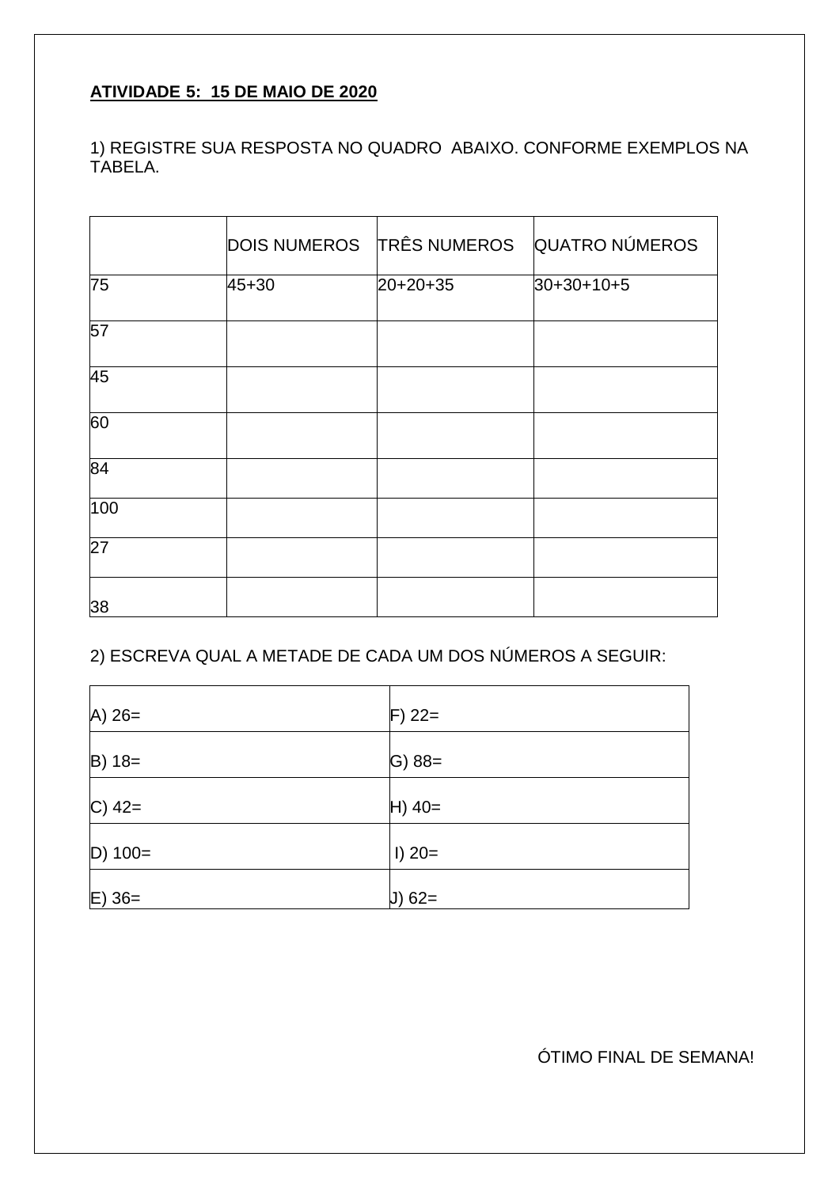**ATIVIDADE 5: 15 DE MAIO DE 2020**

1) REGISTRE SUA RESPOSTA NO QUADRO ABAIXO. CONFORME EXEMPLOS NA TABELA.

| | DOIS NUMEROS | TRÊS NUMEROS | QUATRO NÚMEROS |
|---|---|---|---|
| 75 | 45+30 | 20+20+35 | 30+30+10+5 |
| 57 | | | |
| 45 | | | |
| 60 | | | |
| 84 | | | |
| 100 | | | |
| 27 | | | |
| 38 | | | |

2) ESCREVA QUAL A METADE DE CADA UM DOS NÚMEROS A SEGUIR:

| | |
|---|---|
| A) 26= | F) 22= |
| B) 18= | G) 88= |
| C) 42= | H) 40= |
| D) 100= | I) 20= |
| E) 36= | J) 62= |

ÓTIMO FINAL DE SEMANA!